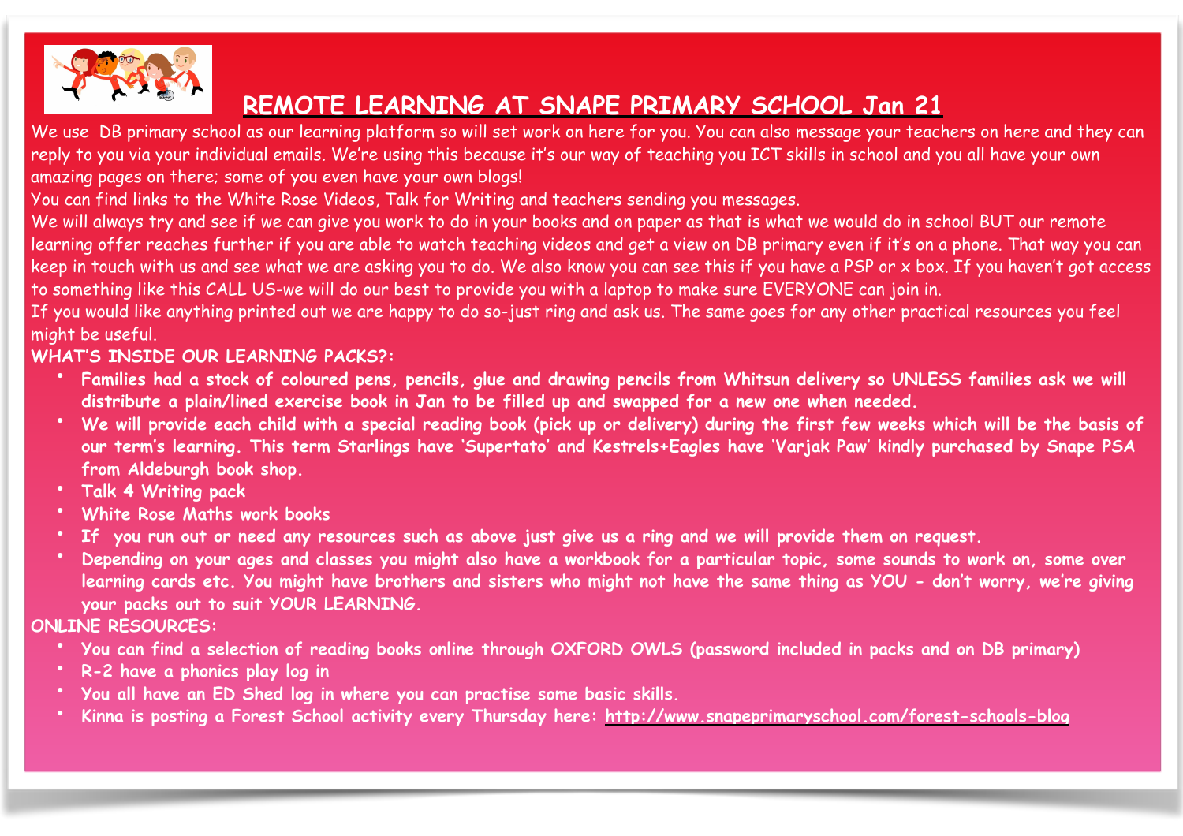# REMOTE LEARNING AT SNAPE PRIMARY SCHOOL Jan 21

We use DB primary school as our learning platform so will set work on here for you. You can also message your teachers on here and they can reply to you via your individual emails. We're using this because it's our way of teaching you ICT skills in school and you all have your own amazing pages on there; some of you even have your own blogs!

You can find links to the White Rose Videos, Talk for Writing and teachers sending you messages.

We will always try and see if we can give you work to do in your books and on paper as that is what we would do in school BUT our remote learning offer reaches further if you are able to watch teaching videos and get a view on DB primary even if it's on a phone. That way you can keep in touch with us and see what we are asking you to do. We also know you can see this if you have a PSP or x box. If you haven't got access to something like this CALL US-we will do our best to provide you with a laptop to make sure EVERYONE can join in.

If you would like anything printed out we are happy to do so-just ring and ask us. The same goes for any other practical resources you feel might be useful.

**WHAT'S INSIDE OUR LEARNING PACKS?:**

- **Families had a stock of coloured pens, pencils, glue and drawing pencils from Whitsun delivery so UNLESS families ask we will distribute a plain/lined exercise book in Jan to be filled up and swapped for a new one when needed.**
- **We will provide each child with a special reading book (pick up or delivery) during the first few weeks which will be the basis of our term's learning. This term Starlings have 'Supertato' and Kestrels+Eagles have 'Varjak Paw' kindly purchased by Snape PSA from Aldeburgh book shop.**
- **Talk 4 Writing pack**
- **White Rose Maths work books**
- **If you run out or need any resources such as above just give us a ring and we will provide them on request.**
- **Depending on your ages and classes you might also have a workbook for a particular topic, some sounds to work on, some over learning cards etc. You might have brothers and sisters who might not have the same thing as YOU - don't worry, we're giving your packs out to suit YOUR LEARNING.**

ONLINE RESOURCES:

- You can find a selection of reading books online through OXFORD OWLS (password included in packs and on DB primary)
- R-2 have a phonics play log in
- You all have an ED Shed log in where you can practise some basic skills.
- Kinna is posting a Forest School activity every Thursday here: http://www.snapeprimaryschool.com/forest-schools-blog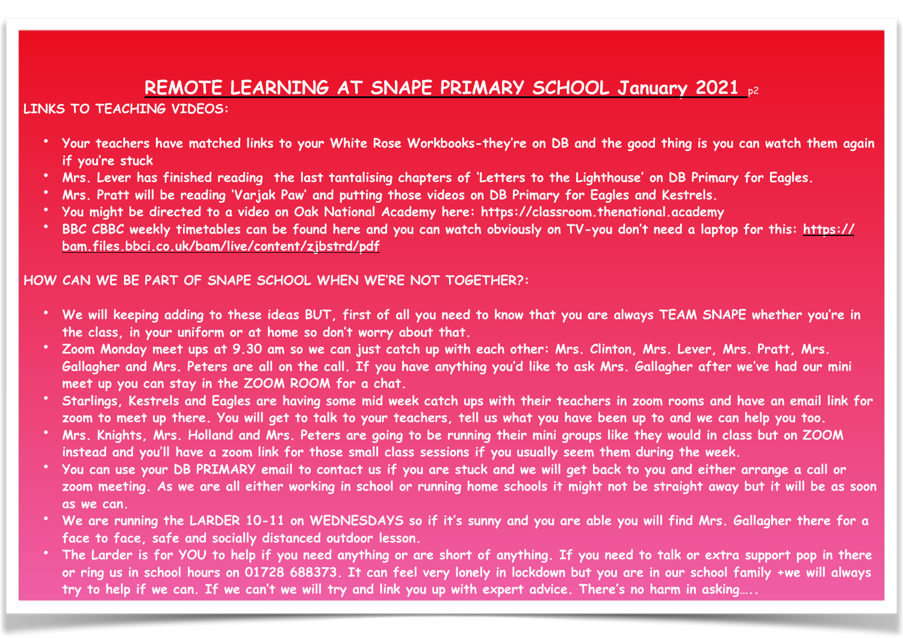# REMOTE LEARNING AT SNAPE PRIMARY SCHOOL January 2021

**LINKS TO TEACHING VIDEOS:**

- Your teachers have matched links to your White Rose Workbooks-they're on DB and the good thing is you can watch them again if you're stuck
- Mrs. Lever has finished reading the last tantalising chapters of 'Letters to the Lighthouse' on DB Primary for Eagles.
- Mrs. Pratt will be reading 'Varjak Paw' and putting those videos on DB Primary for Eagles and Kestrels.
- You might be directed to a video on Oak National Academy here: https://classroom.thenational.academy
- BBC CBBC weekly timetables can be found here and you can watch obviously on TV-you don't need a laptop for this: https://bam.files.bbci.co.uk/bam/live/content/zjbstrd/pdf

**HOW CAN WE BE PART OF SNAPE SCHOOL WHEN WE'RE NOT TOGETHER?:**

- We will keeping adding to these ideas BUT, first of all you need to know that you are always TEAM SNAPE whether you're in the class, in your uniform or at home so don't worry about that.
- Zoom Monday meet ups at 9.30 am so we can just catch up with each other: Mrs. Clinton, Mrs. Lever, Mrs. Pratt, Mrs. Gallagher and Mrs. Peters are all on the call. If you have anything you'd like to ask Mrs. Gallagher after we've had our mini meet up you can stay in the ZOOM ROOM for a chat.
- Starlings, Kestrels and Eagles are having some mid week catch ups with their teachers in zoom rooms and have an email link for zoom to meet up there. You will get to talk to your teachers, tell us what you have been up to and we can help you too.
- Mrs. Knights, Mrs. Holland and Mrs. Peters are going to be running their mini groups like they would in class but on ZOOM instead and you'll have a zoom link for those small class sessions if you usually seem them during the week.
- You can use your DB PRIMARY email to contact us if you are stuck and we will get back to you and either arrange a call or zoom meeting. As we are all either working in school or running home schools it might not be straight away but it will be as soon as we can.
- We are running the LARDER 10-11 on WEDNESDAYS so if it's sunny and you are able you will find Mrs. Gallagher there for a face to face, safe and socially distanced outdoor lesson.
- The Larder is for YOU to help if you need anything or are short of anything. If you need to talk or extra support pop in there or ring us in school hours on 01728 688373. It can feel very lonely in lockdown but you are in our school family +we will always try to help if we can. If we can't we will try and link you up with expert advice. There's no harm in asking…..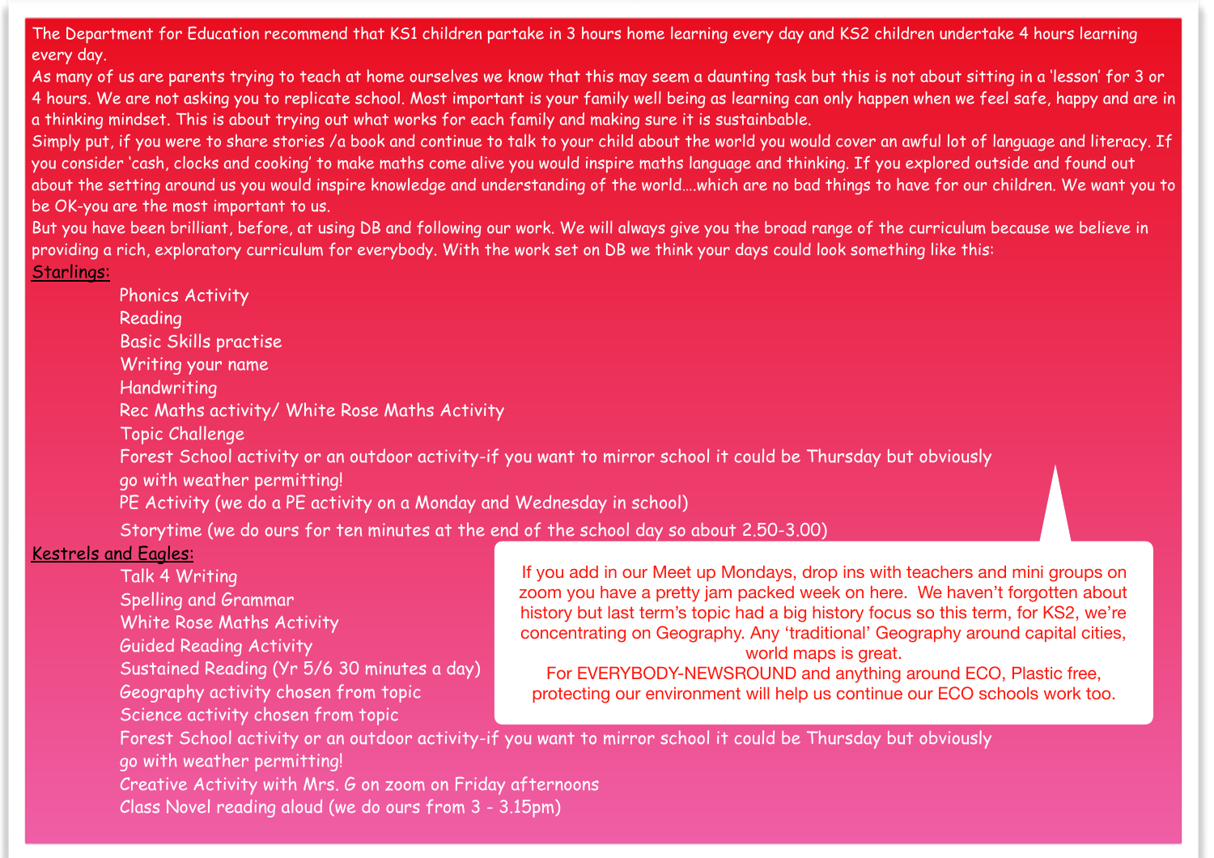The Department for Education recommend that KS1 children partake in 3 hours home learning every day and KS2 children undertake 4 hours learning every day.

As many of us are parents trying to teach at home ourselves we know that this may seem a daunting task but this is not about sitting in a 'lesson' for 3 or 4 hours. We are not asking you to replicate school. Most important is your family well being as learning can only happen when we feel safe, happy and are in a thinking mindset. This is about trying out what works for each family and making sure it is sustainable.

Simply put, if you were to share stories /a book and continue to talk to your child about the world you would cover an awful lot of language and literacy. If you consider 'cash, clocks and cooking' to make maths come alive you would inspire maths language and thinking. If you explored outside and found out about the setting around us you would inspire knowledge and understanding of the world….which are no bad things to have for our children. We want you to be OK-you are the most important to us.

But you have been brilliant, before, at using DB and following our work. We will always give you the broad range of the curriculum because we believe in providing a rich, exploratory curriculum for everybody. With the work set on DB we think your days could look something like this:

<u>Starlings:</u>

- Phonics Activity
- Reading
- Basic Skills practise
- Writing your name
- Handwriting
- Rec Maths activity/ White Rose Maths Activity
- Topic Challenge
- Forest School activity or an outdoor activity-if you want to mirror school it could be Thursday but obviously go with weather permitting!
- PE Activity (we do a PE activity on a Monday and Wednesday in school)
- Storytime (we do ours for ten minutes at the end of the school day so about 2.50-3.00)

<u>Kestrels and Eagles:</u>

- Talk 4 Writing
- Spelling and Grammar
- White Rose Maths Activity
- Guided Reading Activity
- Sustained Reading (Yr 5/6 30 minutes a day)
- Geography activity chosen from topic
- Science activity chosen from topic
- Forest School activity or an outdoor activity-if you want to mirror school it could be Thursday but obviously go with weather permitting!
- Creative Activity with Mrs. G on zoom on Friday afternoons
- Class Novel reading aloud (we do ours from 3 - 3.15pm)

If you add in our Meet up Mondays, drop ins with teachers and mini groups on zoom you have a pretty jam packed week on here. We haven't forgotten about history but last term's topic had a big history focus so this term, for KS2, we're concentrating on Geography. Any 'traditional' Geography around capital cities, world maps is great.

For EVERYBODY-NEWSROUND and anything around ECO, Plastic free, protecting our environment will help us continue our ECO schools work too.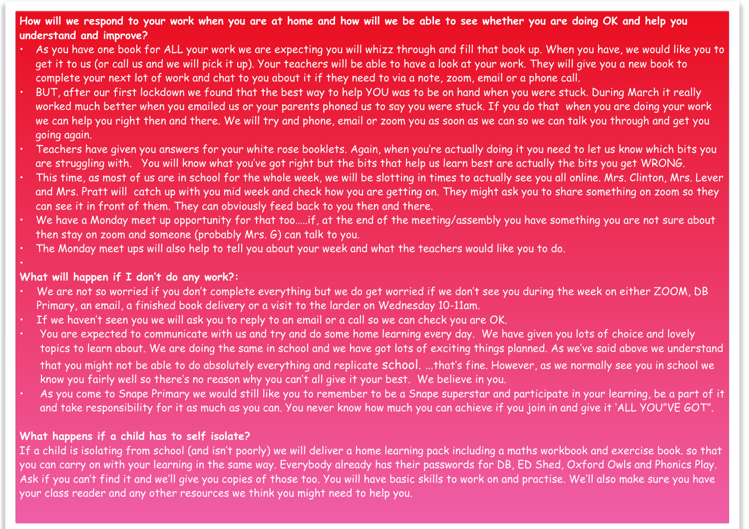**How will we respond to your work when you are at home and how will we be able to see whether you are doing OK and help you understand and improve?**

- As you have one book for ALL your work we are expecting you will whizz through and fill that book up. When you have, we would like you to get it to us (or call us and we will pick it up). Your teachers will be able to have a look at your work. They will give you a new book to complete your next lot of work and chat to you about it if they need to via a note, zoom, email or a phone call.
- BUT, after our first lockdown we found that the best way to help YOU was to be on hand when you were stuck. During March it really worked much better when you emailed us or your parents phoned us to say you were stuck. If you do that when you are doing your work we can help you right then and there. We will try and phone, email or zoom you as soon as we can so we can talk you through and get you going again.
- Teachers have given you answers for your white rose booklets. Again, when you're actually doing it you need to let us know which bits you are struggling with. You will know what you've got right but the bits that help us learn best are actually the bits you get WRONG.
- This time, as most of us are in school for the whole week, we will be slotting in times to actually see you all online. Mrs. Clinton, Mrs. Lever and Mrs. Pratt will catch up with you mid week and check how you are getting on. They might ask you to share something on zoom so they can see it in front of them. They can obviously feed back to you then and there.
- We have a Monday meet up opportunity for that too.....if, at the end of the meeting/assembly you have something you are not sure about then stay on zoom and someone (probably Mrs. G) can talk to you.
- The Monday meet ups will also help to tell you about your week and what the teachers would like you to do.

**What will happen if I don't do any work?:**

- We are not so worried if you don't complete everything but we do get worried if we don't see you during the week on either ZOOM, DB Primary, an email, a finished book delivery or a visit to the larder on Wednesday 10-11am.
- If we haven't seen you we will ask you to reply to an email or a call so we can check you are OK.
- You are expected to communicate with us and try and do some home learning every day. We have given you lots of choice and lovely topics to learn about. We are doing the same in school and we have got lots of exciting things planned. As we've said above we understand that you might not be able to do absolutely everything and replicate school. ...that's fine. However, as we normally see you in school we know you fairly well so there's no reason why you can't all give it your best. We believe in you.
- As you come to Snape Primary we would still like you to remember to be a Snape superstar and participate in your learning, be a part of it and take responsibility for it as much as you can. You never know how much you can achieve if you join in and give it 'ALL YOU"VE GOT".

**What happens if a child has to self isolate?**

If a child is isolating from school (and isn't poorly) we will deliver a home learning pack including a maths workbook and exercise book. so that you can carry on with your learning in the same way. Everybody already has their passwords for DB, ED Shed, Oxford Owls and Phonics Play. Ask if you can't find it and we'll give you copies of those too. You will have basic skills to work on and practise. We'll also make sure you have your class reader and any other resources we think you might need to help you.